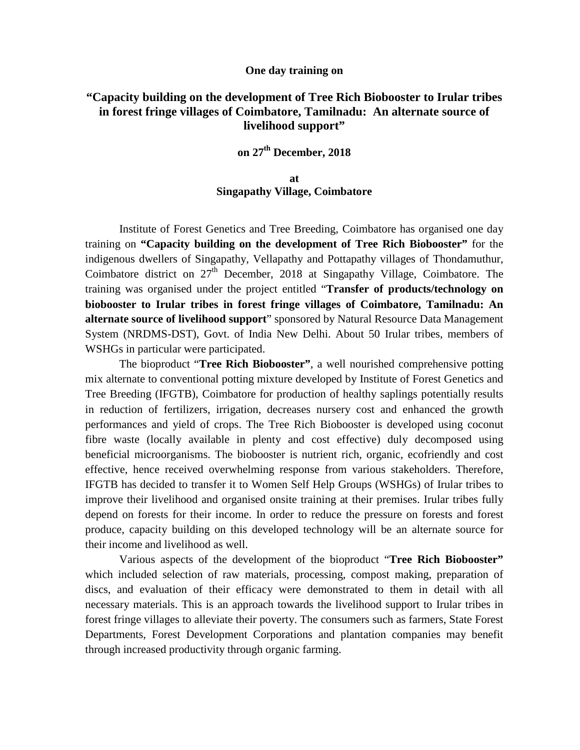**One day training on**

# "Capacity building on the development of Tree Rich Biobooster to Irular tribes in forest fringe villages of Coimbatore, Tamilnadu: An alternate source of livelihood support"

**on 27th December, 2018**

**at**
**Singapathy Village, Coimbatore**

Institute of Forest Genetics and Tree Breeding, Coimbatore has organised one day training on **"Capacity building on the development of Tree Rich Biobooster"** for the indigenous dwellers of Singapathy, Vellapathy and Pottapathy villages of Thondamuthur, Coimbatore district on 27th December, 2018 at Singapathy Village, Coimbatore. The training was organised under the project entitled "**Transfer of products/technology on biobooster to Irular tribes in forest fringe villages of Coimbatore, Tamilnadu: An alternate source of livelihood support**" sponsored by Natural Resource Data Management System (NRDMS-DST), Govt. of India New Delhi. About 50 Irular tribes, members of WSHGs in particular were participated.

The bioproduct "**Tree Rich Biobooster"**, a well nourished comprehensive potting mix alternate to conventional potting mixture developed by Institute of Forest Genetics and Tree Breeding (IFGTB), Coimbatore for production of healthy saplings potentially results in reduction of fertilizers, irrigation, decreases nursery cost and enhanced the growth performances and yield of crops. The Tree Rich Biobooster is developed using coconut fibre waste (locally available in plenty and cost effective) duly decomposed using beneficial microorganisms. The biobooster is nutrient rich, organic, ecofriendly and cost effective, hence received overwhelming response from various stakeholders. Therefore, IFGTB has decided to transfer it to Women Self Help Groups (WSHGs) of Irular tribes to improve their livelihood and organised onsite training at their premises. Irular tribes fully depend on forests for their income. In order to reduce the pressure on forests and forest produce, capacity building on this developed technology will be an alternate source for their income and livelihood as well.

Various aspects of the development of the bioproduct "**Tree Rich Biobooster"** which included selection of raw materials, processing, compost making, preparation of discs, and evaluation of their efficacy were demonstrated to them in detail with all necessary materials. This is an approach towards the livelihood support to Irular tribes in forest fringe villages to alleviate their poverty. The consumers such as farmers, State Forest Departments, Forest Development Corporations and plantation companies may benefit through increased productivity through organic farming.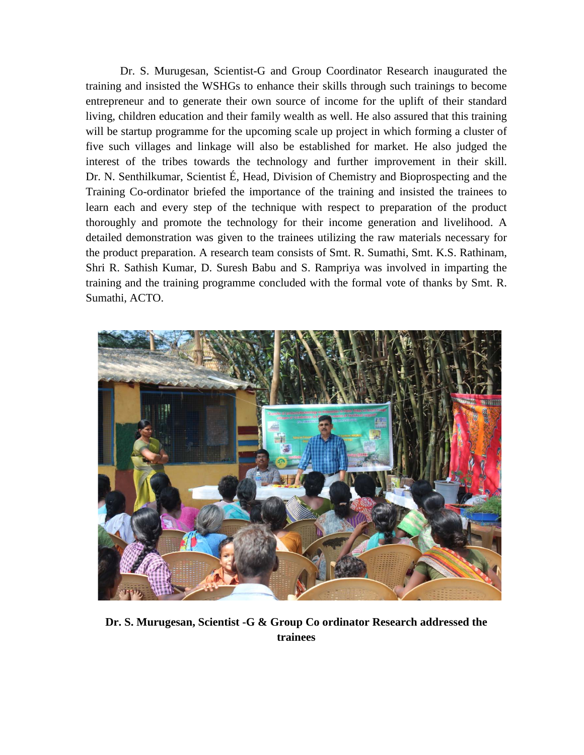Dr. S. Murugesan, Scientist-G and Group Coordinator Research inaugurated the training and insisted the WSHGs to enhance their skills through such trainings to become entrepreneur and to generate their own source of income for the uplift of their standard living, children education and their family wealth as well. He also assured that this training will be startup programme for the upcoming scale up project in which forming a cluster of five such villages and linkage will also be established for market. He also judged the interest of the tribes towards the technology and further improvement in their skill. Dr. N. Senthilkumar, Scientist É, Head, Division of Chemistry and Bioprospecting and the Training Co-ordinator briefed the importance of the training and insisted the trainees to learn each and every step of the technique with respect to preparation of the product thoroughly and promote the technology for their income generation and livelihood. A detailed demonstration was given to the trainees utilizing the raw materials necessary for the product preparation. A research team consists of Smt. R. Sumathi, Smt. K.S. Rathinam, Shri R. Sathish Kumar, D. Suresh Babu and S. Rampriya was involved in imparting the training and the training programme concluded with the formal vote of thanks by Smt. R. Sumathi, ACTO.

**Dr. S. Murugesan, Scientist -G & Group Co ordinator Research addressed the trainees**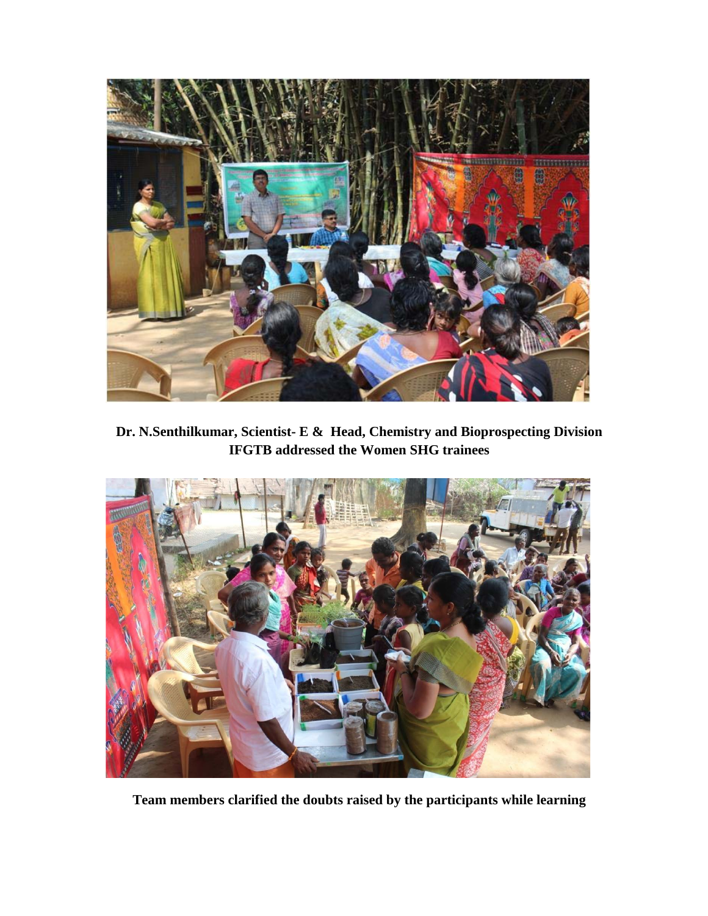**Dr. N.Senthilkumar, Scientist- E & Head, Chemistry and Bioprospecting Division IFGTB addressed the Women SHG trainees**

**Team members clarified the doubts raised by the participants while learning**